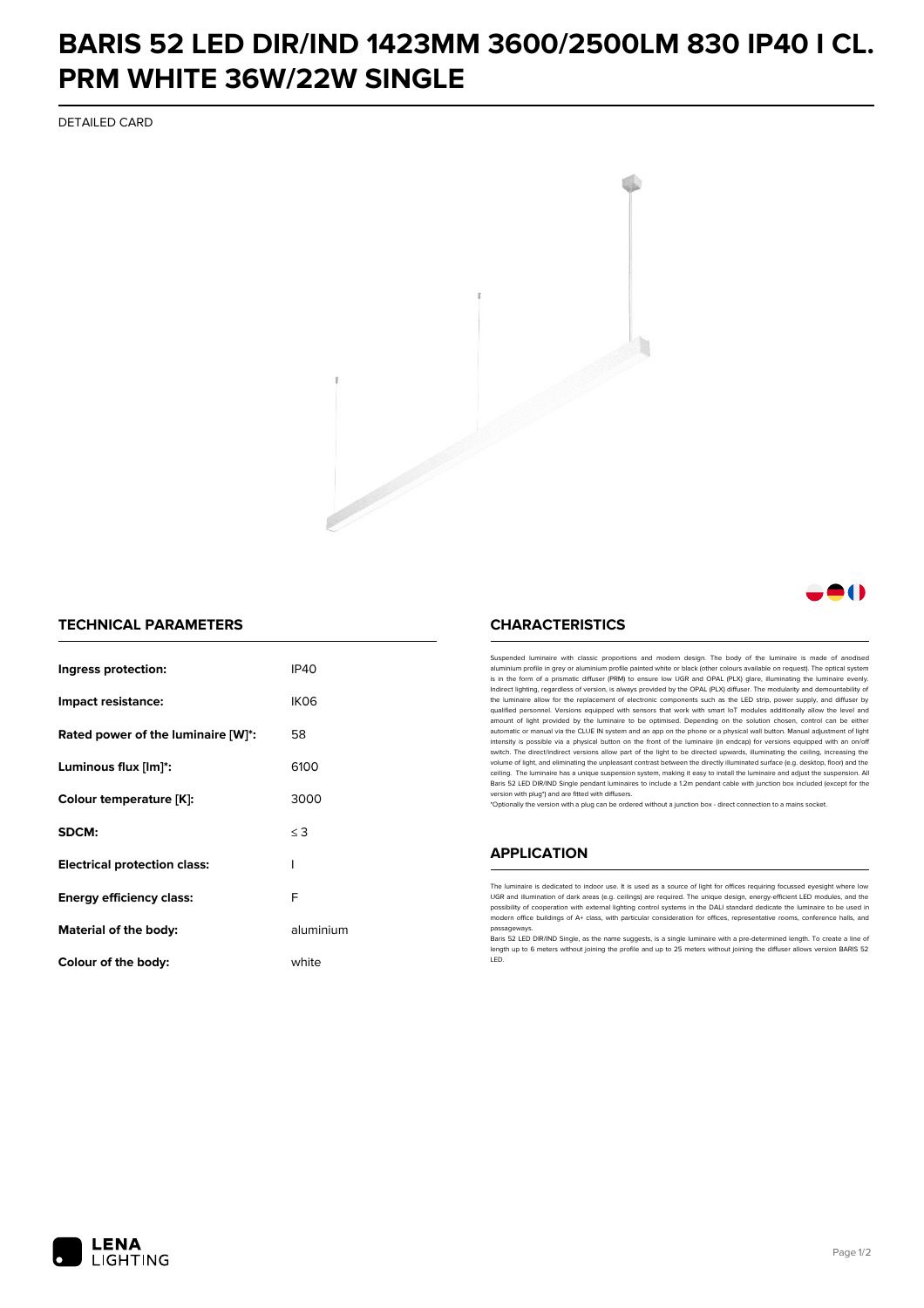# BARIS 52 LED DIR/IND 1423MM 3600/2500LM 830 IP40 I CL. PRM WHITE 36W/22W SINGLE

DETAILED CARD

## TECHNICAL PARAMETERS

| | |
|---|---|
| **Ingress protection:** | IP40 |
| **Impact resistance:** | IK06 |
| **Rated power of the luminaire [W]*:** | 58 |
| **Luminous flux [lm]*:** | 6100 |
| **Colour temperature [K]:** | 3000 |
| **SDCM:** | ≤ 3 |
| **Electrical protection class:** | I |
| **Energy efficiency class:** | F |
| **Material of the body:** | aluminium |
| **Colour of the body:** | white |

## CHARACTERISTICS

Suspended luminaire with classic proportions and modern design. The body of the luminaire is made of anodised aluminium profile in grey or aluminium profile painted white or black (other colours available on request). The optical system is in the form of a prismatic diffuser (PRM) to ensure low UGR and OPAL (PLX) glare, illuminating the luminaire evenly. Indirect lighting, regardless of version, is always provided by the OPAL (PLX) diffuser. The modularity and demountability of the luminaire allow for the replacement of electronic components such as the LED strip, power supply, and diffuser by qualified personnel. Versions equipped with sensors that work with smart IoT modules additionally allow the level and amount of light provided by the luminaire to be optimised. Depending on the solution chosen, control can be either automatic or manual via the CLUE IN system and an app on the phone or a physical wall button. Manual adjustment of light intensity is possible via a physical button on the front of the luminaire (in endcap) for versions equipped with an on/off switch. The direct/indirect versions allow part of the light to be directed upwards, illuminating the ceiling, increasing the volume of light, and eliminating the unpleasant contrast between the directly illuminated surface (e.g. desktop, floor) and the ceiling. The luminaire has a unique suspension system, making it easy to install the luminaire and adjust the suspension. All Baris 52 LED DIR/IND Single pendant luminaires to include a 1.2m pendant cable with junction box included (except for the version with plug*) and are fitted with diffusers.

*Optionally the version with a plug can be ordered without a junction box - direct connection to a mains socket.

## APPLICATION

The luminaire is dedicated to indoor use. It is used as a source of light for offices requiring focussed eyesight where low UGR and illumination of dark areas (e.g. ceilings) are required. The unique design, energy-efficient LED modules, and the possibility of cooperation with external lighting control systems in the DALI standard dedicate the luminaire to be used in modern office buildings of A+ class, with particular consideration for offices, representative rooms, conference halls, and passageways.

Baris 52 LED DIR/IND Single, as the name suggests, is a single luminaire with a pre-determined length. To create a line of length up to 6 meters without joining the profile and up to 25 meters without joining the diffuser allows version BARIS 52 LED.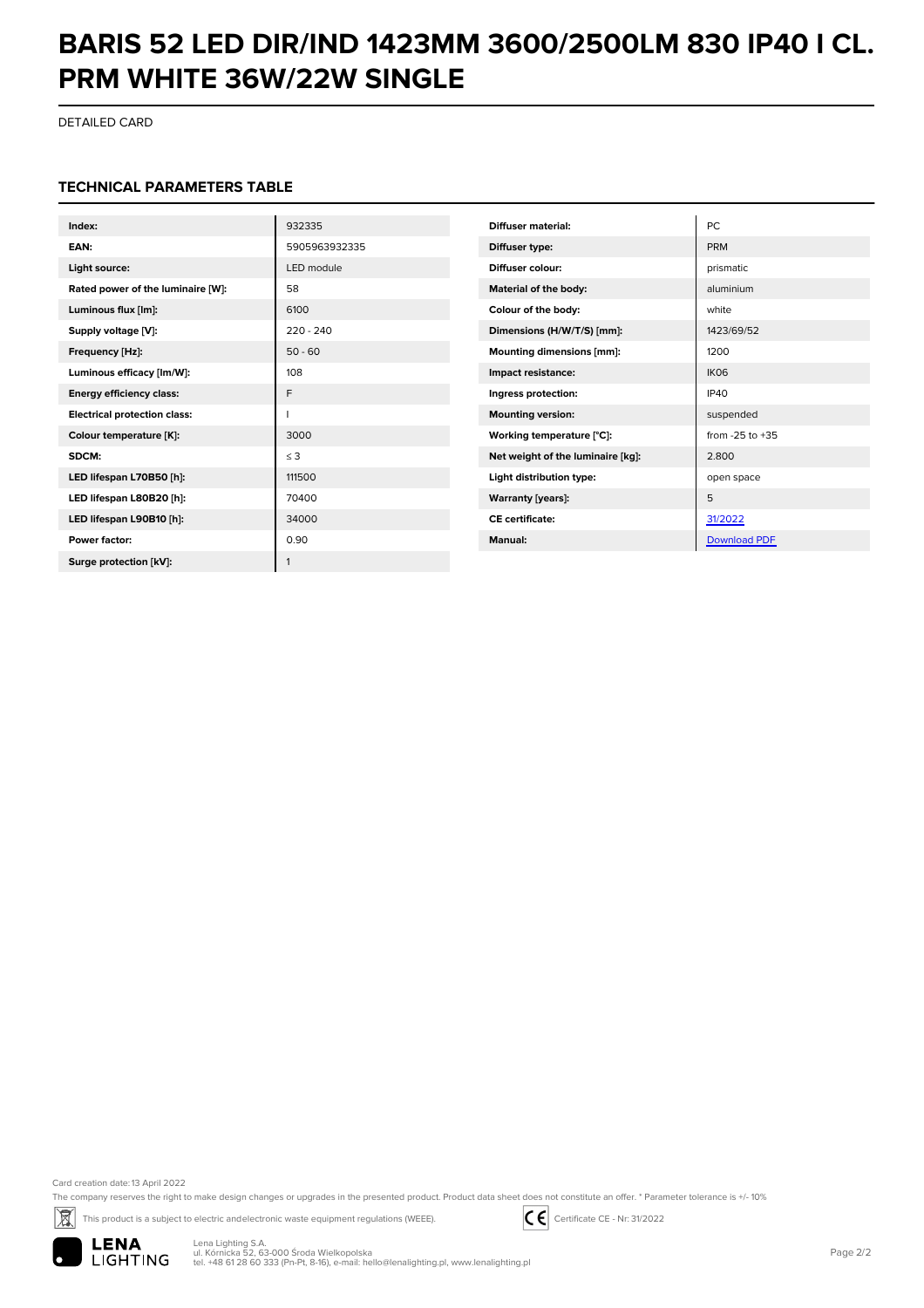# BARIS 52 LED DIR/IND 1423MM 3600/2500LM 830 IP40 I CL. PRM WHITE 36W/22W SINGLE

DETAILED CARD

### TECHNICAL PARAMETERS TABLE

| | |
|---|---|
| **Index:** | 932335 |
| **EAN:** | 5905963932335 |
| **Light source:** | LED module |
| **Rated power of the luminaire [W]:** | 58 |
| **Luminous flux [lm]:** | 6100 |
| **Supply voltage [V]:** | 220 - 240 |
| **Frequency [Hz]:** | 50 - 60 |
| **Luminous efficacy [lm/W]:** | 108 |
| **Energy efficiency class:** | F |
| **Electrical protection class:** | I |
| **Colour temperature [K]:** | 3000 |
| **SDCM:** | ≤ 3 |
| **LED lifespan L70B50 [h]:** | 111500 |
| **LED lifespan L80B20 [h]:** | 70400 |
| **LED lifespan L90B10 [h]:** | 34000 |
| **Power factor:** | 0.90 |
| **Surge protection [kV]:** | 1 |

| | |
|---|---|
| **Diffuser material:** | PC |
| **Diffuser type:** | PRM |
| **Diffuser colour:** | prismatic |
| **Material of the body:** | aluminium |
| **Colour of the body:** | white |
| **Dimensions (H/W/T/S) [mm]:** | 1423/69/52 |
| **Mounting dimensions [mm]:** | 1200 |
| **Impact resistance:** | IK06 |
| **Ingress protection:** | IP40 |
| **Mounting version:** | suspended |
| **Working temperature [°C]:** | from -25 to +35 |
| **Net weight of the luminaire [kg]:** | 2.800 |
| **Light distribution type:** | open space |
| **Warranty [years]:** | 5 |
| **CE certificate:** | 31/2022 |
| **Manual:** | Download PDF |

Card creation date: 13 April 2022

The company reserves the right to make design changes or upgrades in the presented product. Product data sheet does not constitute an offer. * Parameter tolerance is +/- 10%

This product is a subject to electric andelectronic waste equipment regulations (WEEE).

Certificate CE - Nr: 31/2022

Lena Lighting S.A.
ul. Kórnicka 52, 63-000 Środa Wielkopolska
tel. +48 61 28 60 333 (Pn-Pt, 8-16), e-mail: hello@lenalighting.pl, www.lenalighting.pl